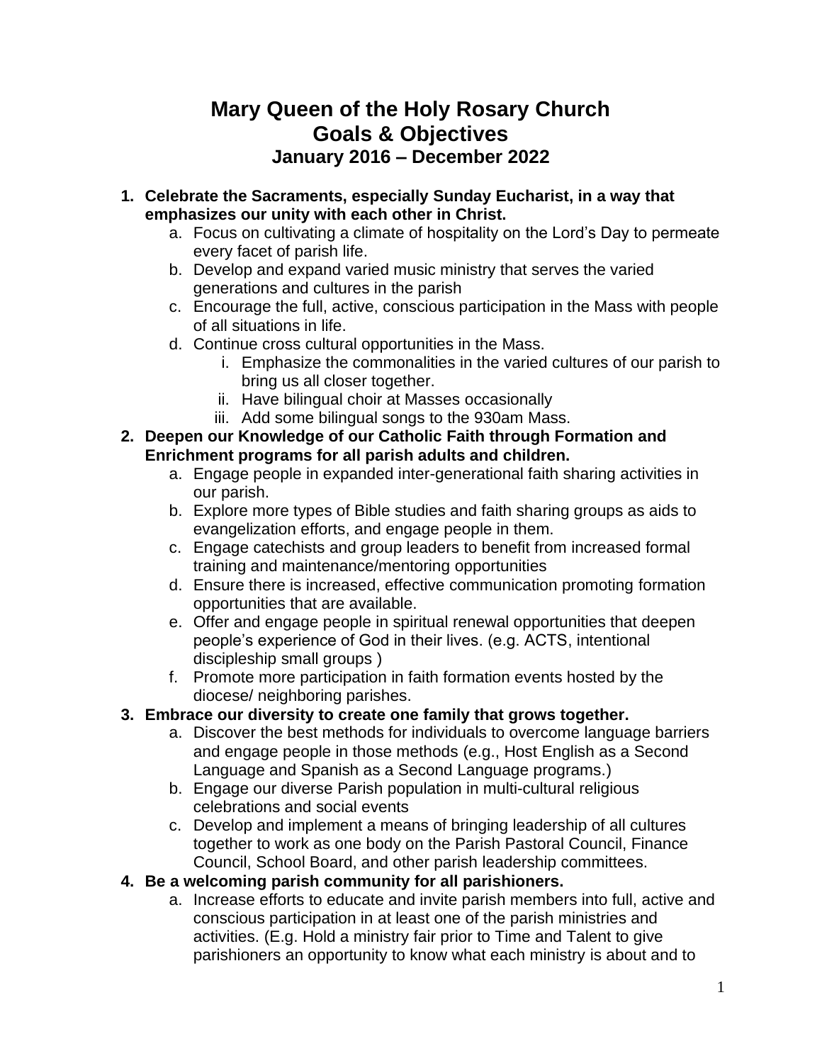# Mary Queen of the Holy Rosary Church
# Goals & Objectives
## January 2016 – December 2022

1. **Celebrate the Sacraments, especially Sunday Eucharist, in a way that emphasizes our unity with each other in Christ.**
   a. Focus on cultivating a climate of hospitality on the Lord's Day to permeate every facet of parish life.
   b. Develop and expand varied music ministry that serves the varied generations and cultures in the parish
   c. Encourage the full, active, conscious participation in the Mass with people of all situations in life.
   d. Continue cross cultural opportunities in the Mass.
      i. Emphasize the commonalities in the varied cultures of our parish to bring us all closer together.
      ii. Have bilingual choir at Masses occasionally
      iii. Add some bilingual songs to the 930am Mass.
2. **Deepen our Knowledge of our Catholic Faith through Formation and Enrichment programs for all parish adults and children.**
   a. Engage people in expanded inter-generational faith sharing activities in our parish.
   b. Explore more types of Bible studies and faith sharing groups as aids to evangelization efforts, and engage people in them.
   c. Engage catechists and group leaders to benefit from increased formal training and maintenance/mentoring opportunities
   d. Ensure there is increased, effective communication promoting formation opportunities that are available.
   e. Offer and engage people in spiritual renewal opportunities that deepen people's experience of God in their lives. (e.g. ACTS, intentional discipleship small groups )
   f. Promote more participation in faith formation events hosted by the diocese/ neighboring parishes.
3. **Embrace our diversity to create one family that grows together.**
   a. Discover the best methods for individuals to overcome language barriers and engage people in those methods (e.g., Host English as a Second Language and Spanish as a Second Language programs.)
   b. Engage our diverse Parish population in multi-cultural religious celebrations and social events
   c. Develop and implement a means of bringing leadership of all cultures together to work as one body on the Parish Pastoral Council, Finance Council, School Board, and other parish leadership committees.
4. **Be a welcoming parish community for all parishioners.**
   a. Increase efforts to educate and invite parish members into full, active and conscious participation in at least one of the parish ministries and activities. (E.g. Hold a ministry fair prior to Time and Talent to give parishioners an opportunity to know what each ministry is about and to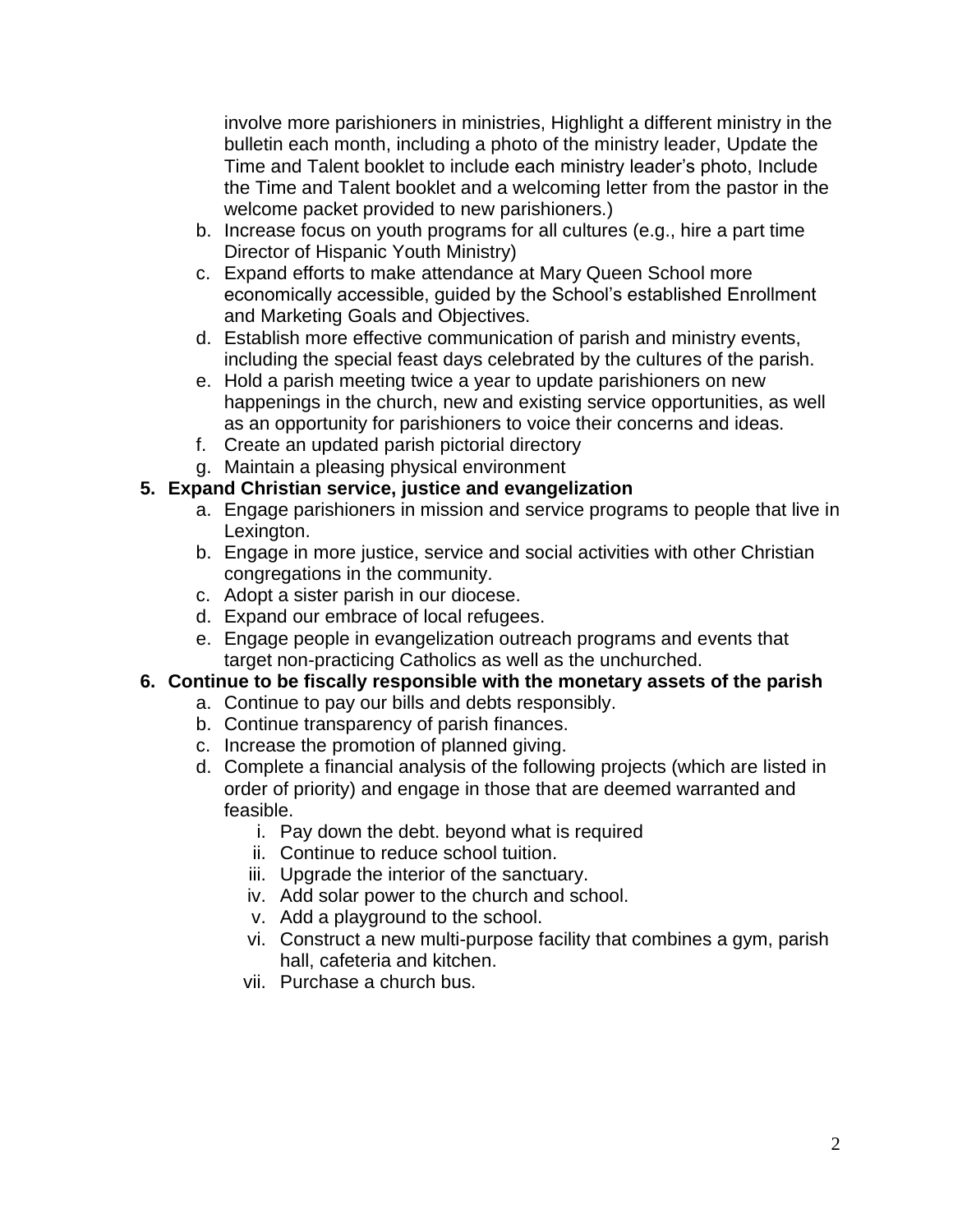involve more parishioners in ministries, Highlight a different ministry in the bulletin each month, including a photo of the ministry leader, Update the Time and Talent booklet to include each ministry leader's photo, Include the Time and Talent booklet and a welcoming letter from the pastor in the welcome packet provided to new parishioners.)

   b. Increase focus on youth programs for all cultures (e.g., hire a part time Director of Hispanic Youth Ministry)
   c. Expand efforts to make attendance at Mary Queen School more economically accessible, guided by the School's established Enrollment and Marketing Goals and Objectives.
   d. Establish more effective communication of parish and ministry events, including the special feast days celebrated by the cultures of the parish.
   e. Hold a parish meeting twice a year to update parishioners on new happenings in the church, new and existing service opportunities, as well as an opportunity for parishioners to voice their concerns and ideas.
   f. Create an updated parish pictorial directory
   g. Maintain a pleasing physical environment

5. **Expand Christian service, justice and evangelization**
   a. Engage parishioners in mission and service programs to people that live in Lexington.
   b. Engage in more justice, service and social activities with other Christian congregations in the community.
   c. Adopt a sister parish in our diocese.
   d. Expand our embrace of local refugees.
   e. Engage people in evangelization outreach programs and events that target non-practicing Catholics as well as the unchurched.

6. **Continue to be fiscally responsible with the monetary assets of the parish**
   a. Continue to pay our bills and debts responsibly.
   b. Continue transparency of parish finances.
   c. Increase the promotion of planned giving.
   d. Complete a financial analysis of the following projects (which are listed in order of priority) and engage in those that are deemed warranted and feasible.
      i. Pay down the debt. beyond what is required
      ii. Continue to reduce school tuition.
      iii. Upgrade the interior of the sanctuary.
      iv. Add solar power to the church and school.
      v. Add a playground to the school.
      vi. Construct a new multi-purpose facility that combines a gym, parish hall, cafeteria and kitchen.
      vii. Purchase a church bus.